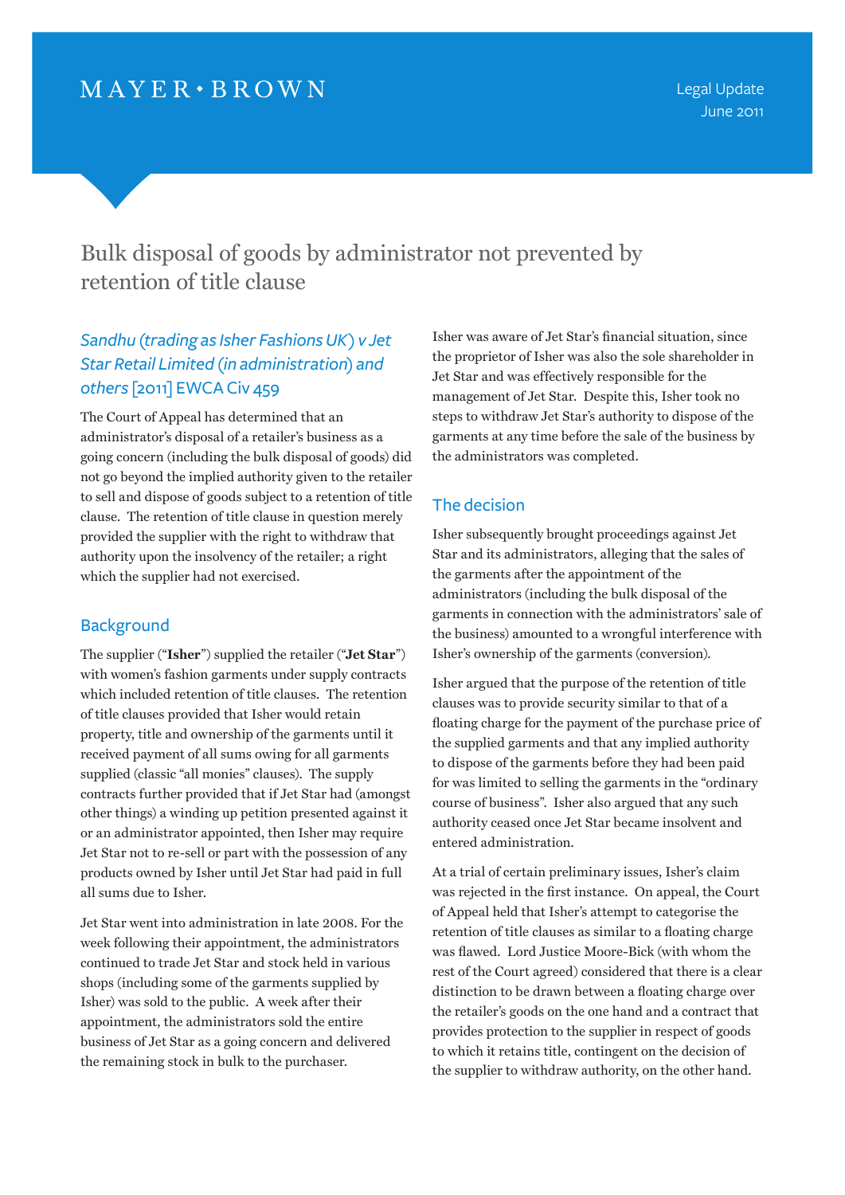MAYER • BROWN

Legal Update
June 2011

# Bulk disposal of goods by administrator not prevented by retention of title clause

### *Sandhu (trading as Isher Fashions UK) v Jet Star Retail Limited (in administration) and others* [2011] EWCA Civ 459

The Court of Appeal has determined that an administrator's disposal of a retailer's business as a going concern (including the bulk disposal of goods) did not go beyond the implied authority given to the retailer to sell and dispose of goods subject to a retention of title clause. The retention of title clause in question merely provided the supplier with the right to withdraw that authority upon the insolvency of the retailer; a right which the supplier had not exercised.

## Background

The supplier ("**Isher**") supplied the retailer ("**Jet Star**") with women's fashion garments under supply contracts which included retention of title clauses. The retention of title clauses provided that Isher would retain property, title and ownership of the garments until it received payment of all sums owing for all garments supplied (classic "all monies" clauses). The supply contracts further provided that if Jet Star had (amongst other things) a winding up petition presented against it or an administrator appointed, then Isher may require Jet Star not to re-sell or part with the possession of any products owned by Isher until Jet Star had paid in full all sums due to Isher.

Jet Star went into administration in late 2008. For the week following their appointment, the administrators continued to trade Jet Star and stock held in various shops (including some of the garments supplied by Isher) was sold to the public. A week after their appointment, the administrators sold the entire business of Jet Star as a going concern and delivered the remaining stock in bulk to the purchaser.

Isher was aware of Jet Star's financial situation, since the proprietor of Isher was also the sole shareholder in Jet Star and was effectively responsible for the management of Jet Star. Despite this, Isher took no steps to withdraw Jet Star's authority to dispose of the garments at any time before the sale of the business by the administrators was completed.

## The decision

Isher subsequently brought proceedings against Jet Star and its administrators, alleging that the sales of the garments after the appointment of the administrators (including the bulk disposal of the garments in connection with the administrators' sale of the business) amounted to a wrongful interference with Isher's ownership of the garments (conversion).

Isher argued that the purpose of the retention of title clauses was to provide security similar to that of a floating charge for the payment of the purchase price of the supplied garments and that any implied authority to dispose of the garments before they had been paid for was limited to selling the garments in the "ordinary course of business". Isher also argued that any such authority ceased once Jet Star became insolvent and entered administration.

At a trial of certain preliminary issues, Isher's claim was rejected in the first instance. On appeal, the Court of Appeal held that Isher's attempt to categorise the retention of title clauses as similar to a floating charge was flawed. Lord Justice Moore-Bick (with whom the rest of the Court agreed) considered that there is a clear distinction to be drawn between a floating charge over the retailer's goods on the one hand and a contract that provides protection to the supplier in respect of goods to which it retains title, contingent on the decision of the supplier to withdraw authority, on the other hand.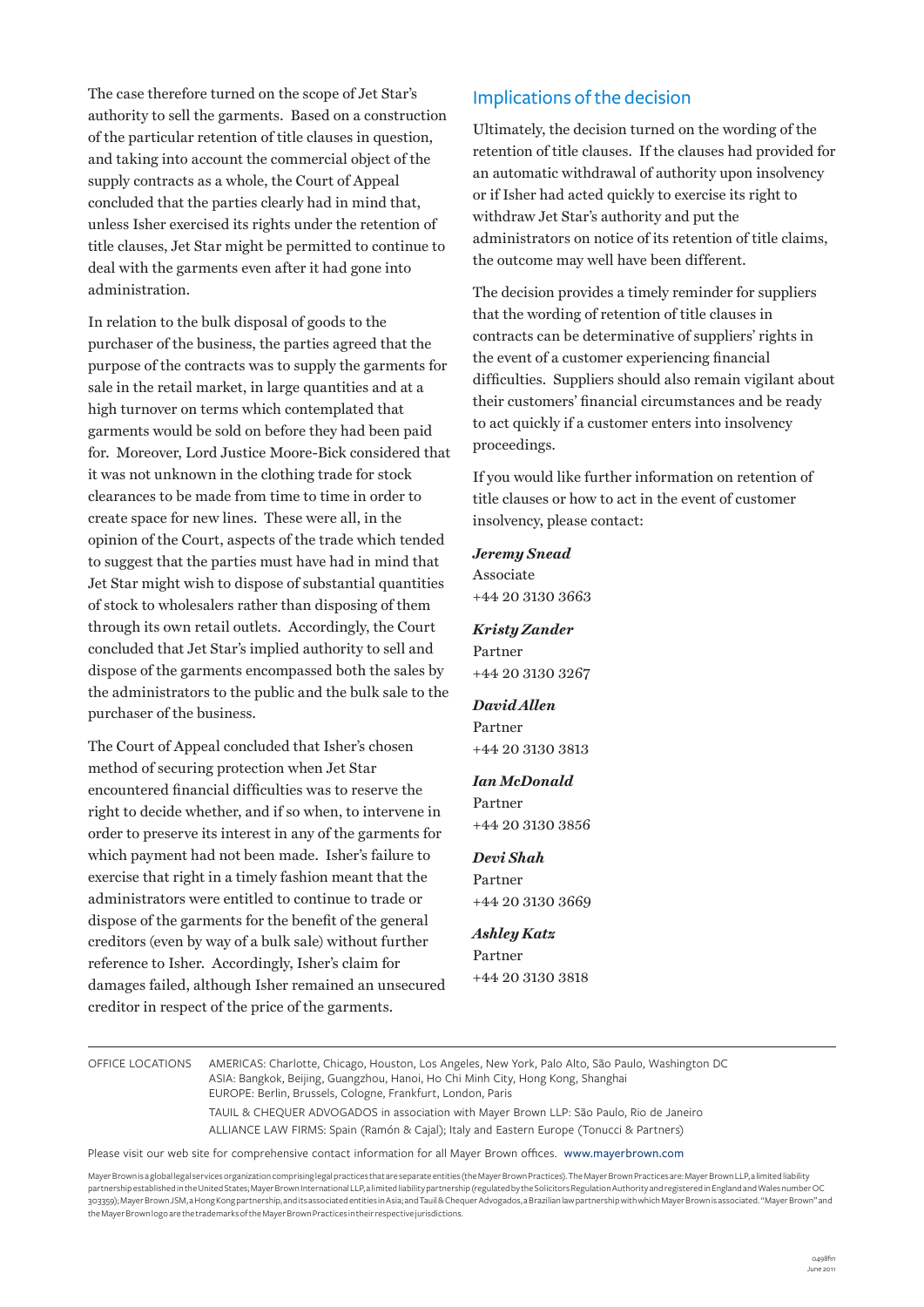The case therefore turned on the scope of Jet Star's authority to sell the garments. Based on a construction of the particular retention of title clauses in question, and taking into account the commercial object of the supply contracts as a whole, the Court of Appeal concluded that the parties clearly had in mind that, unless Isher exercised its rights under the retention of title clauses, Jet Star might be permitted to continue to deal with the garments even after it had gone into administration.

In relation to the bulk disposal of goods to the purchaser of the business, the parties agreed that the purpose of the contracts was to supply the garments for sale in the retail market, in large quantities and at a high turnover on terms which contemplated that garments would be sold on before they had been paid for. Moreover, Lord Justice Moore-Bick considered that it was not unknown in the clothing trade for stock clearances to be made from time to time in order to create space for new lines. These were all, in the opinion of the Court, aspects of the trade which tended to suggest that the parties must have had in mind that Jet Star might wish to dispose of substantial quantities of stock to wholesalers rather than disposing of them through its own retail outlets. Accordingly, the Court concluded that Jet Star's implied authority to sell and dispose of the garments encompassed both the sales by the administrators to the public and the bulk sale to the purchaser of the business.

The Court of Appeal concluded that Isher's chosen method of securing protection when Jet Star encountered financial difficulties was to reserve the right to decide whether, and if so when, to intervene in order to preserve its interest in any of the garments for which payment had not been made. Isher's failure to exercise that right in a timely fashion meant that the administrators were entitled to continue to trade or dispose of the garments for the benefit of the general creditors (even by way of a bulk sale) without further reference to Isher. Accordingly, Isher's claim for damages failed, although Isher remained an unsecured creditor in respect of the price of the garments.

## Implications of the decision

Ultimately, the decision turned on the wording of the retention of title clauses. If the clauses had provided for an automatic withdrawal of authority upon insolvency or if Isher had acted quickly to exercise its right to withdraw Jet Star's authority and put the administrators on notice of its retention of title claims, the outcome may well have been different.

The decision provides a timely reminder for suppliers that the wording of retention of title clauses in contracts can be determinative of suppliers' rights in the event of a customer experiencing financial difficulties. Suppliers should also remain vigilant about their customers' financial circumstances and be ready to act quickly if a customer enters into insolvency proceedings.

If you would like further information on retention of title clauses or how to act in the event of customer insolvency, please contact:

***Jeremy Snead***
Associate
+44 20 3130 3663

***Kristy Zander***
Partner
+44 20 3130 3267

***David Allen***
Partner
+44 20 3130 3813

***Ian McDonald***
Partner
+44 20 3130 3856

***Devi Shah***
Partner
+44 20 3130 3669

***Ashley Katz***
Partner
+44 20 3130 3818

OFFICE LOCATIONS AMERICAS: Charlotte, Chicago, Houston, Los Angeles, New York, Palo Alto, São Paulo, Washington DC
ASIA: Bangkok, Beijing, Guangzhou, Hanoi, Ho Chi Minh City, Hong Kong, Shanghai
EUROPE: Berlin, Brussels, Cologne, Frankfurt, London, Paris

TAUIL & CHEQUER ADVOGADOS in association with Mayer Brown LLP: São Paulo, Rio de Janeiro
ALLIANCE LAW FIRMS: Spain (Ramón & Cajal); Italy and Eastern Europe (Tonucci & Partners)

Please visit our web site for comprehensive contact information for all Mayer Brown offices. www.mayerbrown.com

Mayer Brown is a global legal services organization comprising legal practices that are separate entities (the Mayer Brown Practices). The Mayer Brown Practices are: Mayer Brown LLP, a limited liability partnership established in the United States; Mayer Brown International LLP, a limited liability partnership (regulated by the Solicitors Regulation Authority and registered in England and Wales number OC 303359); Mayer Brown JSM, a Hong Kong partnership, and its associated entities in Asia; and Tauil & Chequer Advogados, a Brazilian law partnership with which Mayer Brown is associated. "Mayer Brown" and the Mayer Brown logo are the trademarks of the Mayer Brown Practices in their respective jurisdictions.

0498fin
June 2011